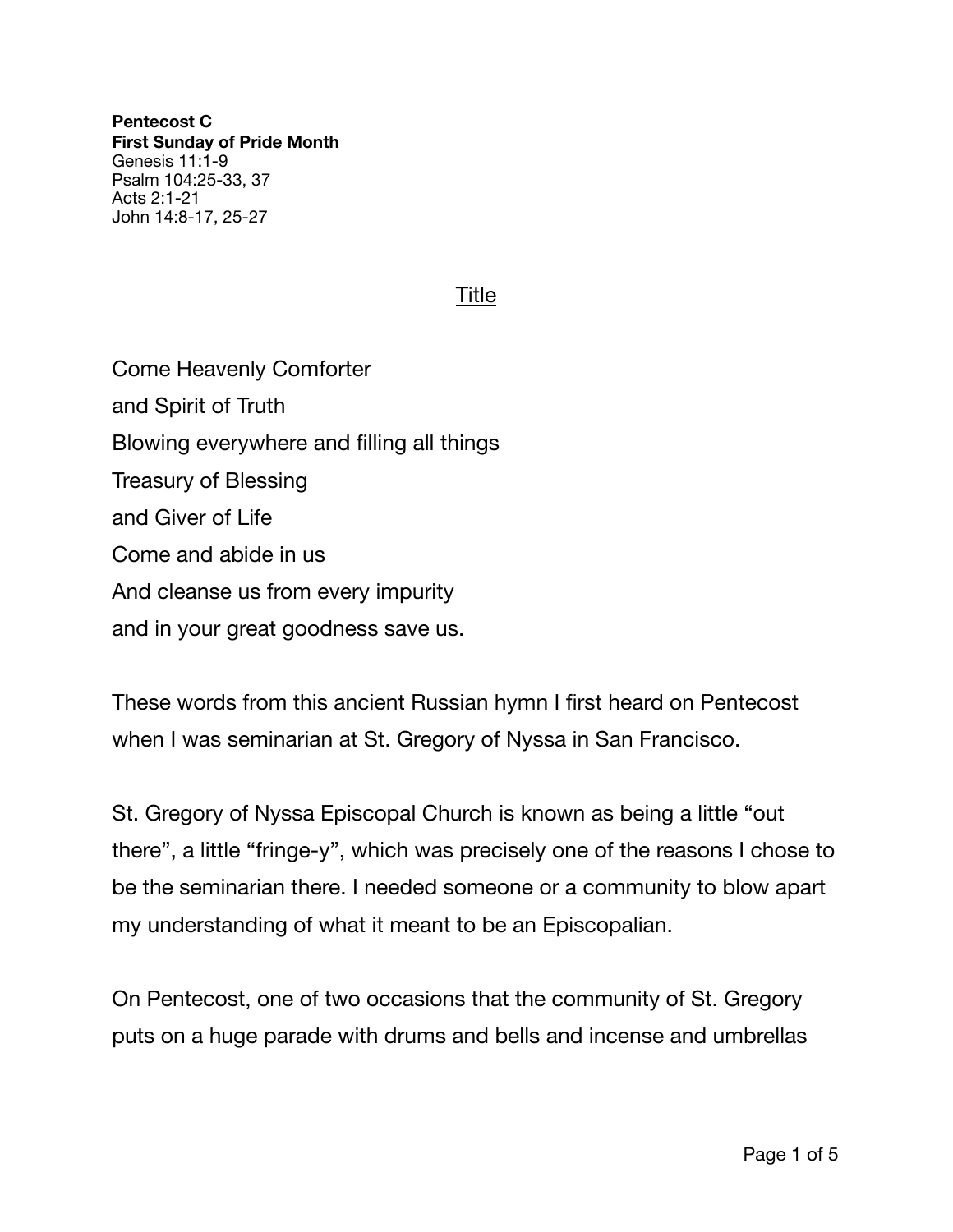**Pentecost C**
**First Sunday of Pride Month**
Genesis 11:1-9
Psalm 104:25-33, 37
Acts 2:1-21
John 14:8-17, 25-27

<u>Title</u>

Come Heavenly Comforter
and Spirit of Truth
Blowing everywhere and filling all things
Treasury of Blessing
and Giver of Life
Come and abide in us
And cleanse us from every impurity
and in your great goodness save us.

These words from this ancient Russian hymn I first heard on Pentecost when I was seminarian at St. Gregory of Nyssa in San Francisco.

St. Gregory of Nyssa Episcopal Church is known as being a little "out there", a little "fringe-y", which was precisely one of the reasons I chose to be the seminarian there. I needed someone or a community to blow apart my understanding of what it meant to be an Episcopalian.

On Pentecost, one of two occasions that the community of St. Gregory puts on a huge parade with drums and bells and incense and umbrellas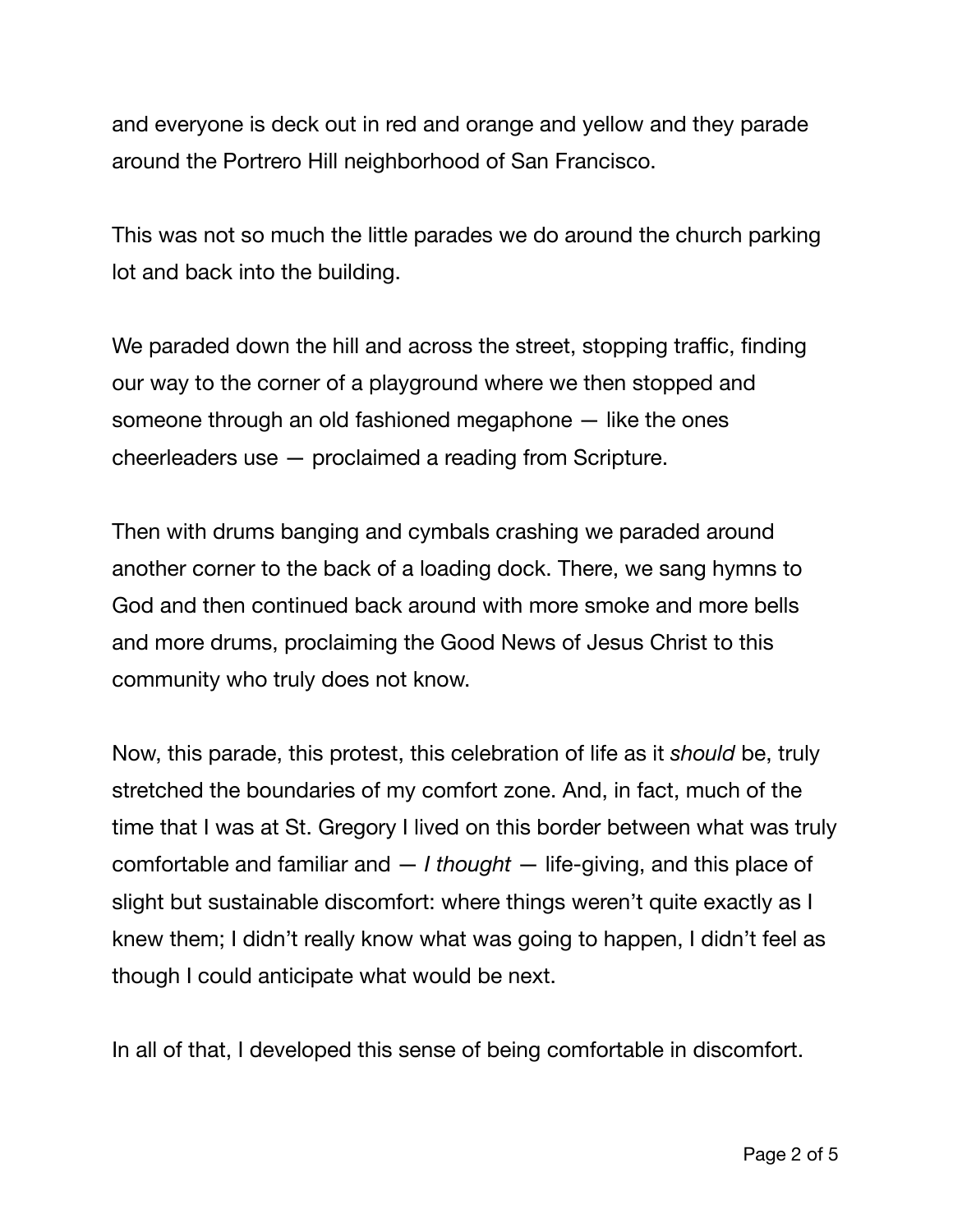and everyone is deck out in red and orange and yellow and they parade around the Portrero Hill neighborhood of San Francisco.

This was not so much the little parades we do around the church parking lot and back into the building.

We paraded down the hill and across the street, stopping traffic, finding our way to the corner of a playground where we then stopped and someone through an old fashioned megaphone — like the ones cheerleaders use — proclaimed a reading from Scripture.

Then with drums banging and cymbals crashing we paraded around another corner to the back of a loading dock. There, we sang hymns to God and then continued back around with more smoke and more bells and more drums, proclaiming the Good News of Jesus Christ to this community who truly does not know.

Now, this parade, this protest, this celebration of life as it *should* be, truly stretched the boundaries of my comfort zone. And, in fact, much of the time that I was at St. Gregory I lived on this border between what was truly comfortable and familiar and — *I thought* — life-giving, and this place of slight but sustainable discomfort: where things weren't quite exactly as I knew them; I didn't really know what was going to happen, I didn't feel as though I could anticipate what would be next.

In all of that, I developed this sense of being comfortable in discomfort.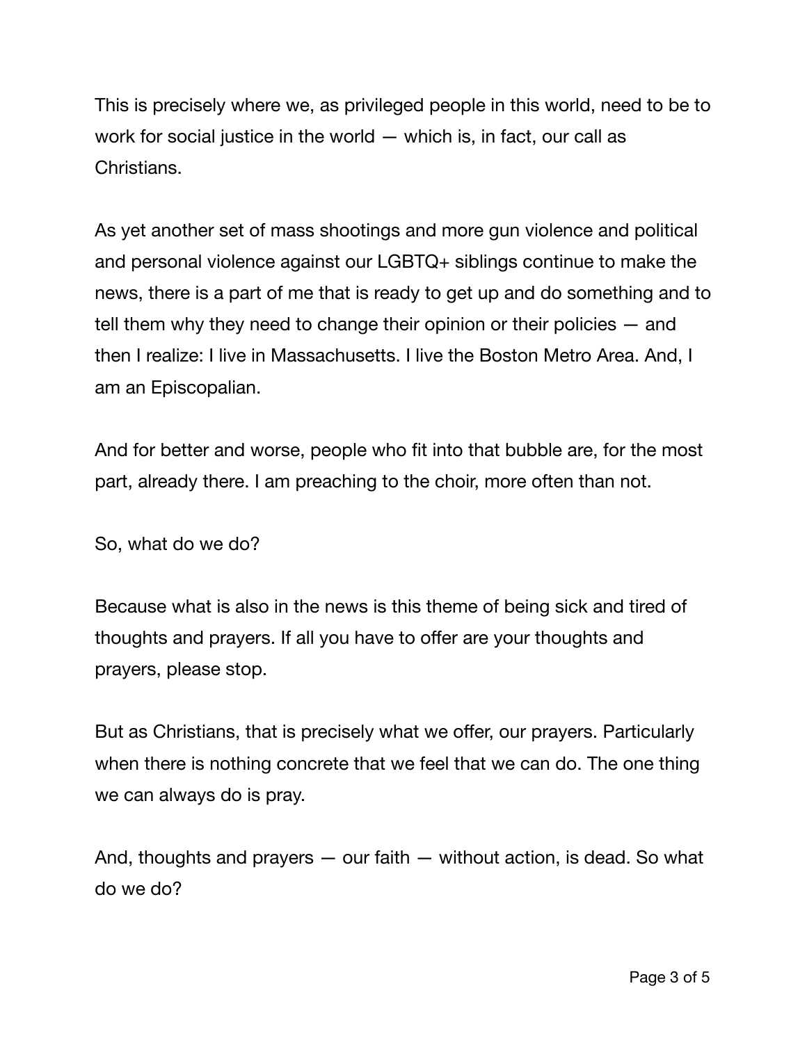This is precisely where we, as privileged people in this world, need to be to work for social justice in the world — which is, in fact, our call as Christians.

As yet another set of mass shootings and more gun violence and political and personal violence against our LGBTQ+ siblings continue to make the news, there is a part of me that is ready to get up and do something and to tell them why they need to change their opinion or their policies — and then I realize: I live in Massachusetts. I live the Boston Metro Area. And, I am an Episcopalian.

And for better and worse, people who fit into that bubble are, for the most part, already there. I am preaching to the choir, more often than not.

So, what do we do?

Because what is also in the news is this theme of being sick and tired of thoughts and prayers. If all you have to offer are your thoughts and prayers, please stop.

But as Christians, that is precisely what we offer, our prayers. Particularly when there is nothing concrete that we feel that we can do. The one thing we can always do is pray.

And, thoughts and prayers — our faith — without action, is dead. So what do we do?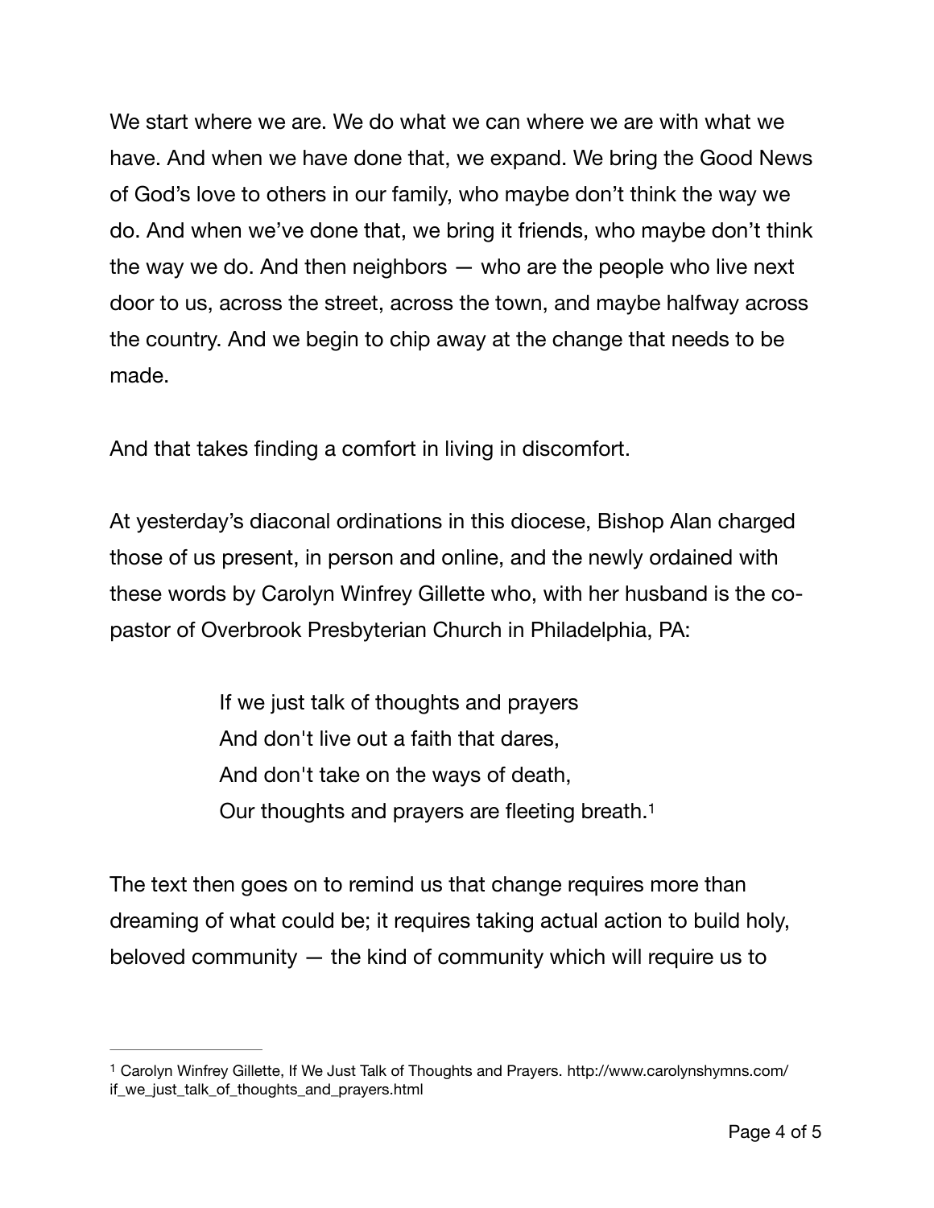We start where we are. We do what we can where we are with what we have. And when we have done that, we expand. We bring the Good News of God's love to others in our family, who maybe don't think the way we do. And when we've done that, we bring it friends, who maybe don't think the way we do. And then neighbors — who are the people who live next door to us, across the street, across the town, and maybe halfway across the country. And we begin to chip away at the change that needs to be made.

And that takes finding a comfort in living in discomfort.

At yesterday's diaconal ordinations in this diocese, Bishop Alan charged those of us present, in person and online, and the newly ordained with these words by Carolyn Winfrey Gillette who, with her husband is the co-pastor of Overbrook Presbyterian Church in Philadelphia, PA:

> If we just talk of thoughts and prayers
> And don't live out a faith that dares,
> And don't take on the ways of death,
> Our thoughts and prayers are fleeting breath.[1]

The text then goes on to remind us that change requires more than dreaming of what could be; it requires taking actual action to build holy, beloved community — the kind of community which will require us to

---

[1] Carolyn Winfrey Gillette, If We Just Talk of Thoughts and Prayers. http://www.carolynshymns.com/if_we_just_talk_of_thoughts_and_prayers.html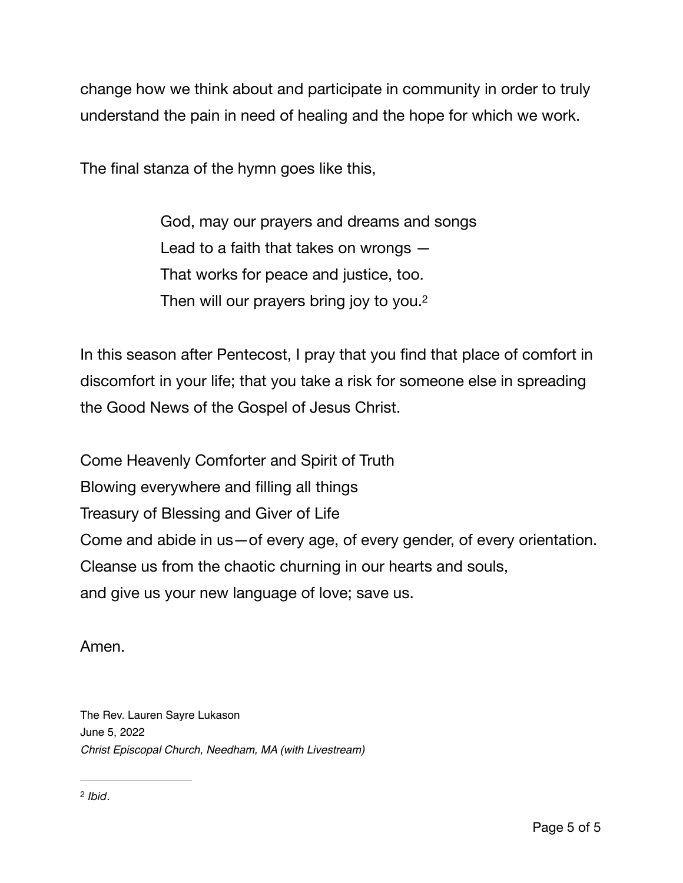change how we think about and participate in community in order to truly understand the pain in need of healing and the hope for which we work.

The final stanza of the hymn goes like this,

> God, may our prayers and dreams and songs
> Lead to a faith that takes on wrongs —
> That works for peace and justice, too.
> Then will our prayers bring joy to you.[2]

In this season after Pentecost, I pray that you find that place of comfort in discomfort in your life; that you take a risk for someone else in spreading the Good News of the Gospel of Jesus Christ.

Come Heavenly Comforter and Spirit of Truth
Blowing everywhere and filling all things
Treasury of Blessing and Giver of Life
Come and abide in us—of every age, of every gender, of every orientation.
Cleanse us from the chaotic churning in our hearts and souls,
and give us your new language of love; save us.

Amen.

The Rev. Lauren Sayre Lukason
June 5, 2022
*Christ Episcopal Church, Needham, MA (with Livestream)*

---

[2] *Ibid*.